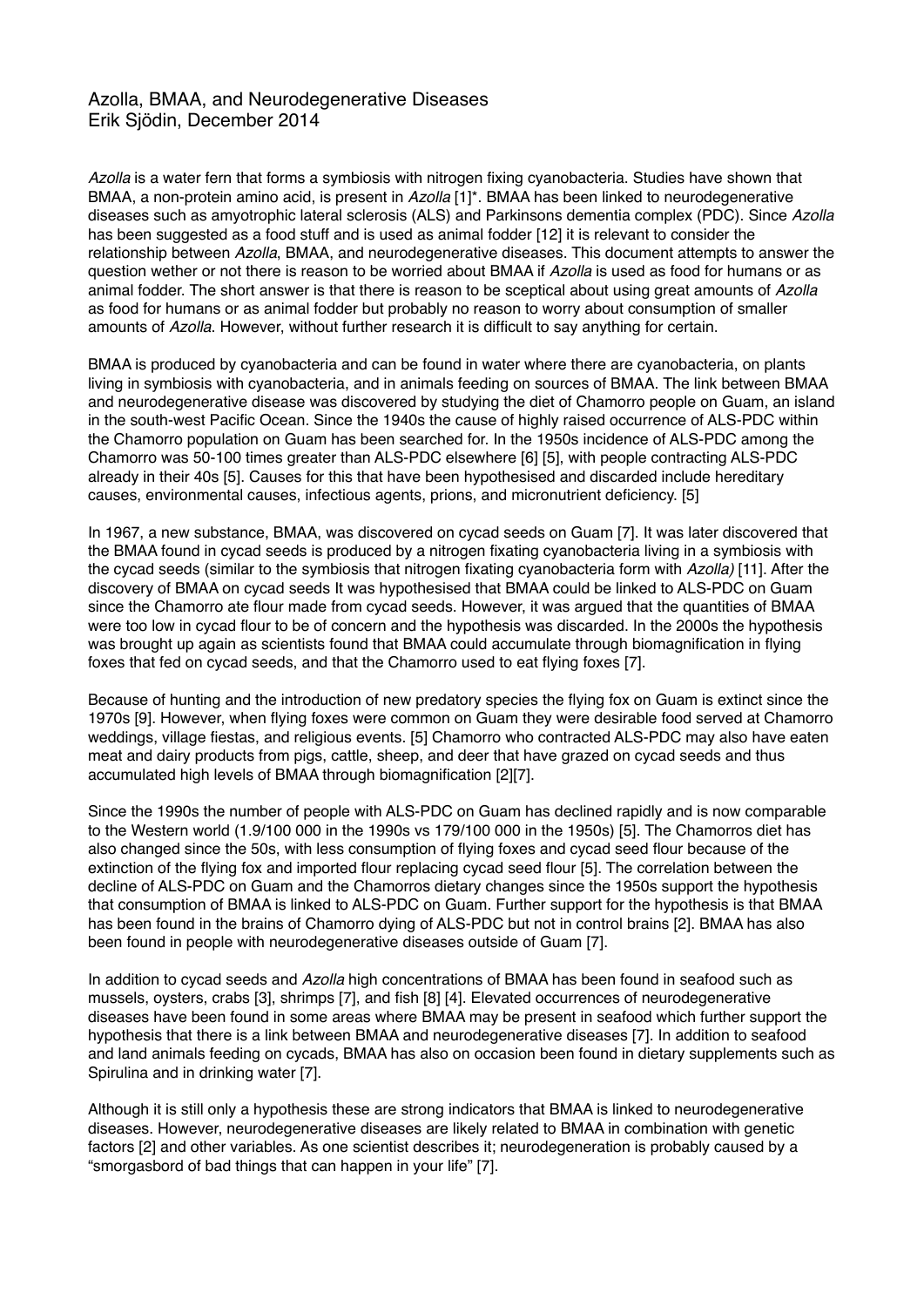# Azolla, BMAA, and Neurodegenerative Diseases

Erik Sjödin, December 2014

*Azolla* is a water fern that forms a symbiosis with nitrogen fixing cyanobacteria. Studies have shown that BMAA, a non-protein amino acid, is present in *Azolla* [1]*. BMAA has been linked to neurodegenerative diseases such as amyotrophic lateral sclerosis (ALS) and Parkinsons dementia complex (PDC). Since *Azolla* has been suggested as a food stuff and is used as animal fodder [12] it is relevant to consider the relationship between *Azolla*, BMAA, and neurodegenerative diseases. This document attempts to answer the question wether or not there is reason to be worried about BMAA if *Azolla* is used as food for humans or as animal fodder. The short answer is that there is reason to be sceptical about using great amounts of *Azolla* as food for humans or as animal fodder but probably no reason to worry about consumption of smaller amounts of *Azolla*. However, without further research it is difficult to say anything for certain.

BMAA is produced by cyanobacteria and can be found in water where there are cyanobacteria, on plants living in symbiosis with cyanobacteria, and in animals feeding on sources of BMAA. The link between BMAA and neurodegenerative disease was discovered by studying the diet of Chamorro people on Guam, an island in the south-west Pacific Ocean. Since the 1940s the cause of highly raised occurrence of ALS-PDC within the Chamorro population on Guam has been searched for. In the 1950s incidence of ALS-PDC among the Chamorro was 50-100 times greater than ALS-PDC elsewhere [6] [5], with people contracting ALS-PDC already in their 40s [5]. Causes for this that have been hypothesised and discarded include hereditary causes, environmental causes, infectious agents, prions, and micronutrient deficiency. [5]

In 1967, a new substance, BMAA, was discovered on cycad seeds on Guam [7]. It was later discovered that the BMAA found in cycad seeds is produced by a nitrogen fixating cyanobacteria living in a symbiosis with the cycad seeds (similar to the symbiosis that nitrogen fixating cyanobacteria form with *Azolla)* [11]. After the discovery of BMAA on cycad seeds It was hypothesised that BMAA could be linked to ALS-PDC on Guam since the Chamorro ate flour made from cycad seeds. However, it was argued that the quantities of BMAA were too low in cycad flour to be of concern and the hypothesis was discarded. In the 2000s the hypothesis was brought up again as scientists found that BMAA could accumulate through biomagnification in flying foxes that fed on cycad seeds, and that the Chamorro used to eat flying foxes [7].

Because of hunting and the introduction of new predatory species the flying fox on Guam is extinct since the 1970s [9]. However, when flying foxes were common on Guam they were desirable food served at Chamorro weddings, village fiestas, and religious events. [5] Chamorro who contracted ALS-PDC may also have eaten meat and dairy products from pigs, cattle, sheep, and deer that have grazed on cycad seeds and thus accumulated high levels of BMAA through biomagnification [2][7].

Since the 1990s the number of people with ALS-PDC on Guam has declined rapidly and is now comparable to the Western world (1.9/100 000 in the 1990s vs 179/100 000 in the 1950s) [5]. The Chamorros diet has also changed since the 50s, with less consumption of flying foxes and cycad seed flour because of the extinction of the flying fox and imported flour replacing cycad seed flour [5]. The correlation between the decline of ALS-PDC on Guam and the Chamorros dietary changes since the 1950s support the hypothesis that consumption of BMAA is linked to ALS-PDC on Guam. Further support for the hypothesis is that BMAA has been found in the brains of Chamorro dying of ALS-PDC but not in control brains [2]. BMAA has also been found in people with neurodegenerative diseases outside of Guam [7].

In addition to cycad seeds and *Azolla* high concentrations of BMAA has been found in seafood such as mussels, oysters, crabs [3], shrimps [7], and fish [8] [4]. Elevated occurrences of neurodegenerative diseases have been found in some areas where BMAA may be present in seafood which further support the hypothesis that there is a link between BMAA and neurodegenerative diseases [7]. In addition to seafood and land animals feeding on cycads, BMAA has also on occasion been found in dietary supplements such as Spirulina and in drinking water [7].

Although it is still only a hypothesis these are strong indicators that BMAA is linked to neurodegenerative diseases. However, neurodegenerative diseases are likely related to BMAA in combination with genetic factors [2] and other variables. As one scientist describes it; neurodegeneration is probably caused by a "smorgasbord of bad things that can happen in your life" [7].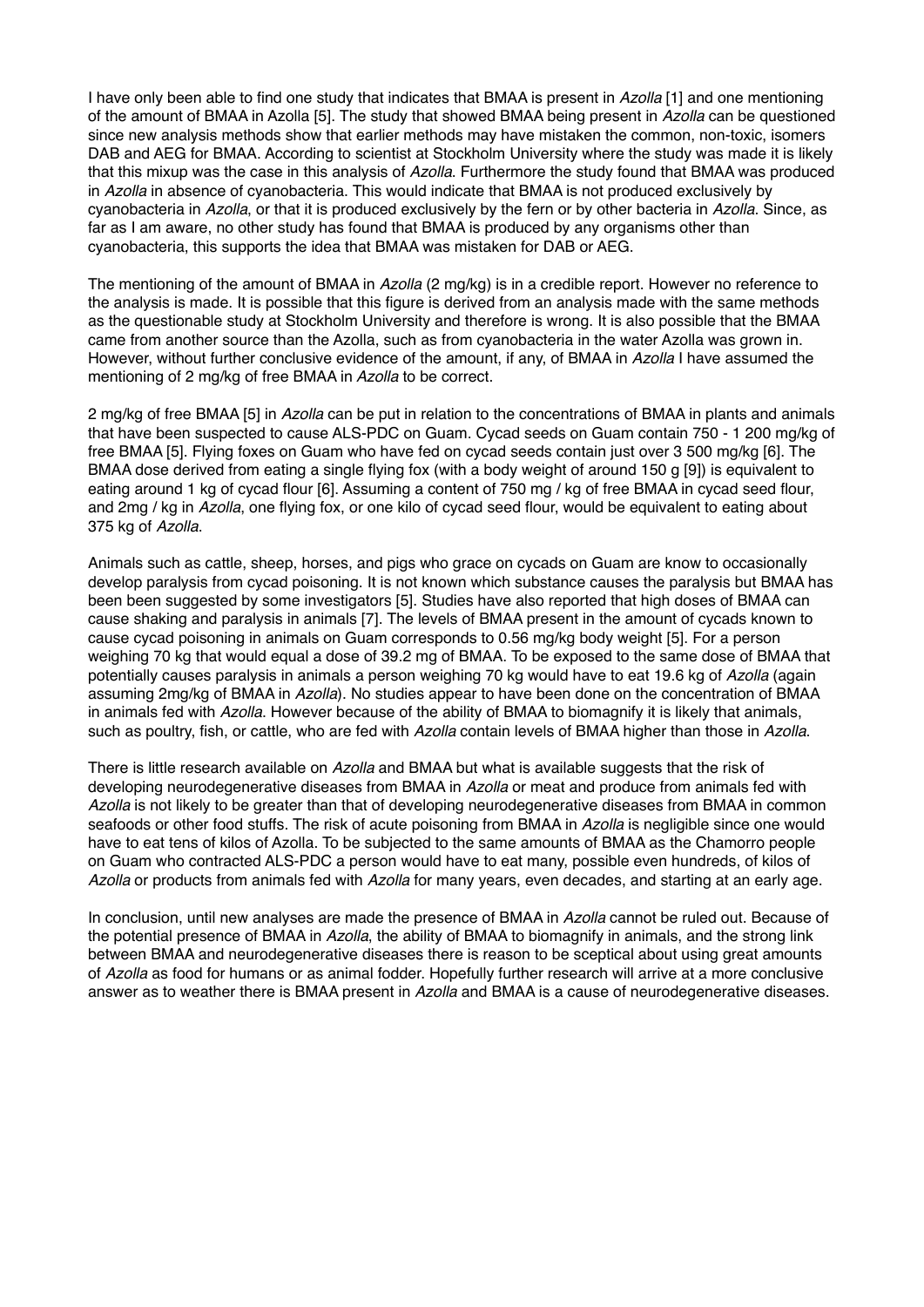I have only been able to find one study that indicates that BMAA is present in *Azolla* [1] and one mentioning of the amount of BMAA in Azolla [5]. The study that showed BMAA being present in *Azolla* can be questioned since new analysis methods show that earlier methods may have mistaken the common, non-toxic, isomers DAB and AEG for BMAA. According to scientist at Stockholm University where the study was made it is likely that this mixup was the case in this analysis of *Azolla*. Furthermore the study found that BMAA was produced in *Azolla* in absence of cyanobacteria. This would indicate that BMAA is not produced exclusively by cyanobacteria in *Azolla*, or that it is produced exclusively by the fern or by other bacteria in *Azolla*. Since, as far as I am aware, no other study has found that BMAA is produced by any organisms other than cyanobacteria, this supports the idea that BMAA was mistaken for DAB or AEG.

The mentioning of the amount of BMAA in *Azolla* (2 mg/kg) is in a credible report. However no reference to the analysis is made. It is possible that this figure is derived from an analysis made with the same methods as the questionable study at Stockholm University and therefore is wrong. It is also possible that the BMAA came from another source than the Azolla, such as from cyanobacteria in the water Azolla was grown in. However, without further conclusive evidence of the amount, if any, of BMAA in *Azolla* I have assumed the mentioning of 2 mg/kg of free BMAA in *Azolla* to be correct.

2 mg/kg of free BMAA [5] in *Azolla* can be put in relation to the concentrations of BMAA in plants and animals that have been suspected to cause ALS-PDC on Guam. Cycad seeds on Guam contain 750 - 1 200 mg/kg of free BMAA [5]. Flying foxes on Guam who have fed on cycad seeds contain just over 3 500 mg/kg [6]. The BMAA dose derived from eating a single flying fox (with a body weight of around 150 g [9]) is equivalent to eating around 1 kg of cycad flour [6]. Assuming a content of 750 mg / kg of free BMAA in cycad seed flour, and 2mg / kg in *Azolla*, one flying fox, or one kilo of cycad seed flour, would be equivalent to eating about 375 kg of *Azolla*.

Animals such as cattle, sheep, horses, and pigs who grace on cycads on Guam are know to occasionally develop paralysis from cycad poisoning. It is not known which substance causes the paralysis but BMAA has been been suggested by some investigators [5]. Studies have also reported that high doses of BMAA can cause shaking and paralysis in animals [7]. The levels of BMAA present in the amount of cycads known to cause cycad poisoning in animals on Guam corresponds to 0.56 mg/kg body weight [5]. For a person weighing 70 kg that would equal a dose of 39.2 mg of BMAA. To be exposed to the same dose of BMAA that potentially causes paralysis in animals a person weighing 70 kg would have to eat 19.6 kg of *Azolla* (again assuming 2mg/kg of BMAA in *Azolla*). No studies appear to have been done on the concentration of BMAA in animals fed with *Azolla*. However because of the ability of BMAA to biomagnify it is likely that animals, such as poultry, fish, or cattle, who are fed with *Azolla* contain levels of BMAA higher than those in *Azolla*.

There is little research available on *Azolla* and BMAA but what is available suggests that the risk of developing neurodegenerative diseases from BMAA in *Azolla* or meat and produce from animals fed with *Azolla* is not likely to be greater than that of developing neurodegenerative diseases from BMAA in common seafoods or other food stuffs. The risk of acute poisoning from BMAA in *Azolla* is negligible since one would have to eat tens of kilos of Azolla. To be subjected to the same amounts of BMAA as the Chamorro people on Guam who contracted ALS-PDC a person would have to eat many, possible even hundreds, of kilos of *Azolla* or products from animals fed with *Azolla* for many years, even decades, and starting at an early age.

In conclusion, until new analyses are made the presence of BMAA in *Azolla* cannot be ruled out. Because of the potential presence of BMAA in *Azolla*, the ability of BMAA to biomagnify in animals, and the strong link between BMAA and neurodegenerative diseases there is reason to be sceptical about using great amounts of *Azolla* as food for humans or as animal fodder. Hopefully further research will arrive at a more conclusive answer as to weather there is BMAA present in *Azolla* and BMAA is a cause of neurodegenerative diseases.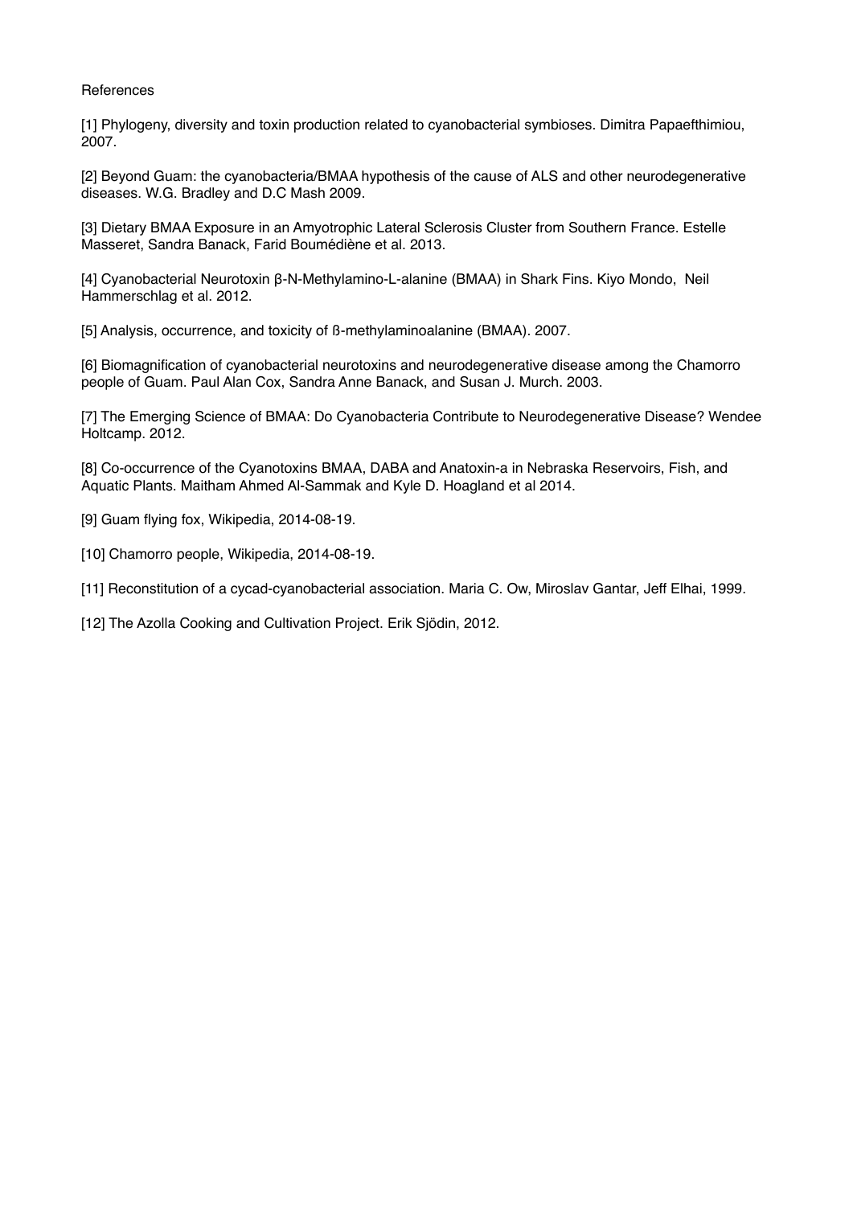References

[1] Phylogeny, diversity and toxin production related to cyanobacterial symbioses. Dimitra Papaefthimiou, 2007.

[2] Beyond Guam: the cyanobacteria/BMAA hypothesis of the cause of ALS and other neurodegenerative diseases. W.G. Bradley and D.C Mash 2009.

[3] Dietary BMAA Exposure in an Amyotrophic Lateral Sclerosis Cluster from Southern France. Estelle Masseret, Sandra Banack, Farid Boumédiène et al. 2013.

[4] Cyanobacterial Neurotoxin β-N-Methylamino-L-alanine (BMAA) in Shark Fins. Kiyo Mondo, Neil Hammerschlag et al. 2012.

[5] Analysis, occurrence, and toxicity of ß-methylaminoalanine (BMAA). 2007.

[6] Biomagnification of cyanobacterial neurotoxins and neurodegenerative disease among the Chamorro people of Guam. Paul Alan Cox, Sandra Anne Banack, and Susan J. Murch. 2003.

[7] The Emerging Science of BMAA: Do Cyanobacteria Contribute to Neurodegenerative Disease? Wendee Holtcamp. 2012.

[8] Co-occurrence of the Cyanotoxins BMAA, DABA and Anatoxin-a in Nebraska Reservoirs, Fish, and Aquatic Plants. Maitham Ahmed Al-Sammak and Kyle D. Hoagland et al 2014.

[9] Guam flying fox, Wikipedia, 2014-08-19.

[10] Chamorro people, Wikipedia, 2014-08-19.

[11] Reconstitution of a cycad-cyanobacterial association. Maria C. Ow, Miroslav Gantar, Jeff Elhai, 1999.

[12] The Azolla Cooking and Cultivation Project. Erik Sjödin, 2012.